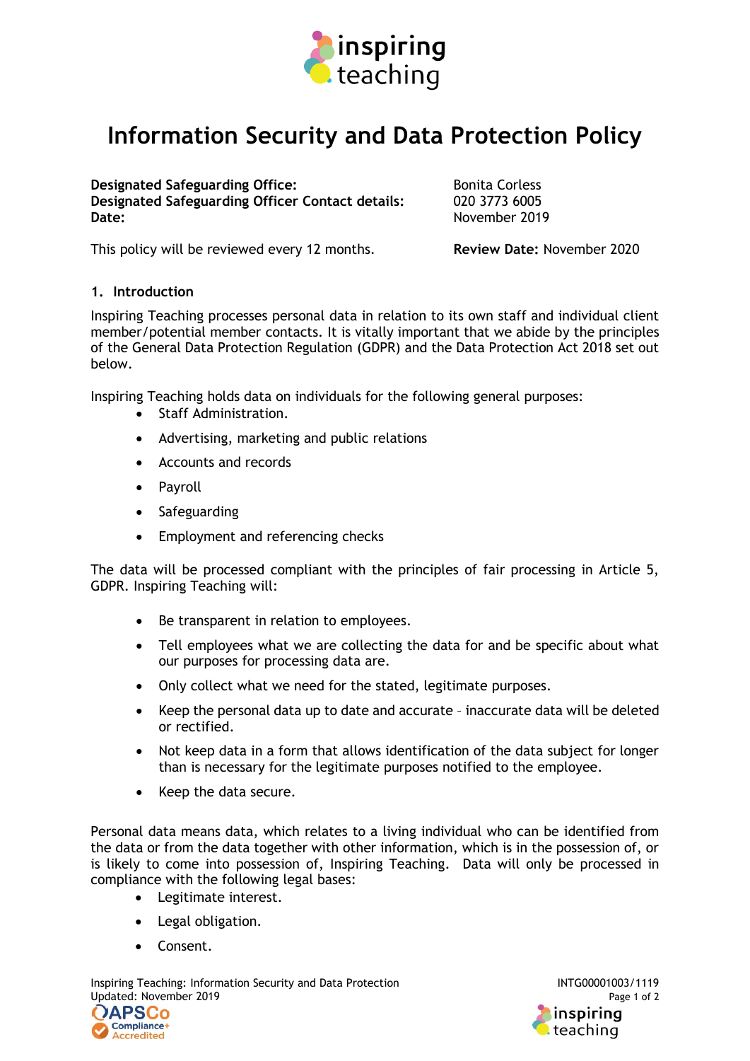# Information Security and Data Protection Policy

**Designated Safeguarding Office:** Bonita Corless
**Designated Safeguarding Officer Contact details:** 020 3773 6005
**Date:** November 2019

This policy will be reviewed every 12 months. **Review Date:** November 2020

## 1. Introduction

Inspiring Teaching processes personal data in relation to its own staff and individual client member/potential member contacts. It is vitally important that we abide by the principles of the General Data Protection Regulation (GDPR) and the Data Protection Act 2018 set out below.

Inspiring Teaching holds data on individuals for the following general purposes:

- Staff Administration.
- Advertising, marketing and public relations
- Accounts and records
- Payroll
- Safeguarding
- Employment and referencing checks

The data will be processed compliant with the principles of fair processing in Article 5, GDPR. Inspiring Teaching will:

- Be transparent in relation to employees.
- Tell employees what we are collecting the data for and be specific about what our purposes for processing data are.
- Only collect what we need for the stated, legitimate purposes.
- Keep the personal data up to date and accurate – inaccurate data will be deleted or rectified.
- Not keep data in a form that allows identification of the data subject for longer than is necessary for the legitimate purposes notified to the employee.
- Keep the data secure.

Personal data means data, which relates to a living individual who can be identified from the data or from the data together with other information, which is in the possession of, or is likely to come into possession of, Inspiring Teaching. Data will only be processed in compliance with the following legal bases:

- Legitimate interest.
- Legal obligation.
- Consent.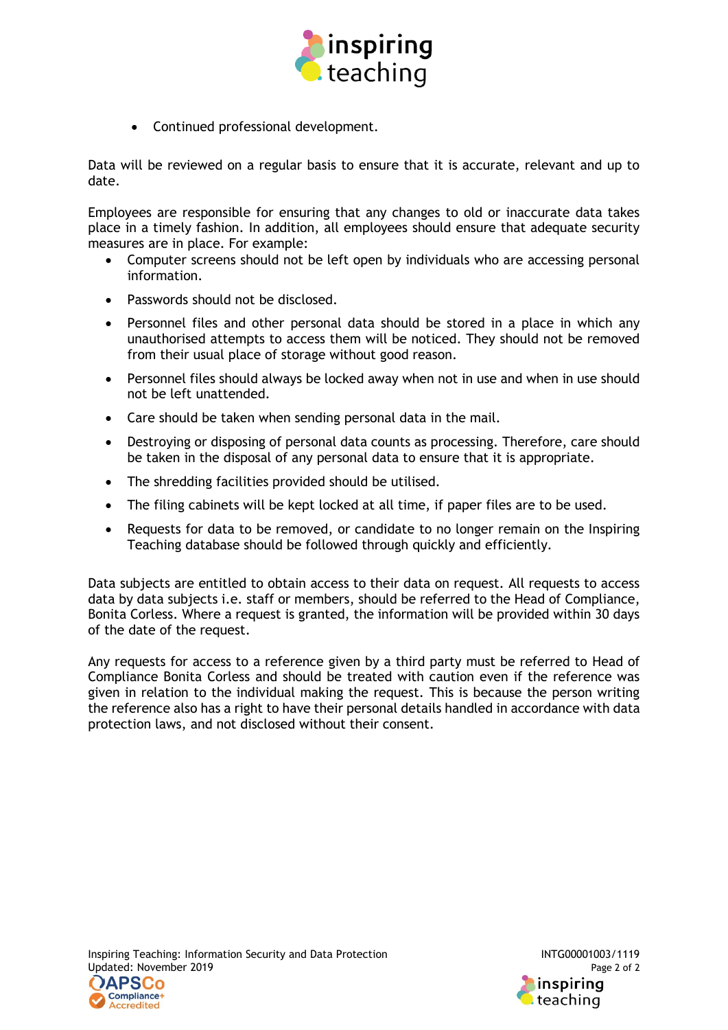- Continued professional development.

Data will be reviewed on a regular basis to ensure that it is accurate, relevant and up to date.

Employees are responsible for ensuring that any changes to old or inaccurate data takes place in a timely fashion. In addition, all employees should ensure that adequate security measures are in place. For example:

- Computer screens should not be left open by individuals who are accessing personal information.
- Passwords should not be disclosed.
- Personnel files and other personal data should be stored in a place in which any unauthorised attempts to access them will be noticed. They should not be removed from their usual place of storage without good reason.
- Personnel files should always be locked away when not in use and when in use should not be left unattended.
- Care should be taken when sending personal data in the mail.
- Destroying or disposing of personal data counts as processing. Therefore, care should be taken in the disposal of any personal data to ensure that it is appropriate.
- The shredding facilities provided should be utilised.
- The filing cabinets will be kept locked at all time, if paper files are to be used.
- Requests for data to be removed, or candidate to no longer remain on the Inspiring Teaching database should be followed through quickly and efficiently.

Data subjects are entitled to obtain access to their data on request. All requests to access data by data subjects i.e. staff or members, should be referred to the Head of Compliance, Bonita Corless. Where a request is granted, the information will be provided within 30 days of the date of the request.

Any requests for access to a reference given by a third party must be referred to Head of Compliance Bonita Corless and should be treated with caution even if the reference was given in relation to the individual making the request. This is because the person writing the reference also has a right to have their personal details handled in accordance with data protection laws, and not disclosed without their consent.